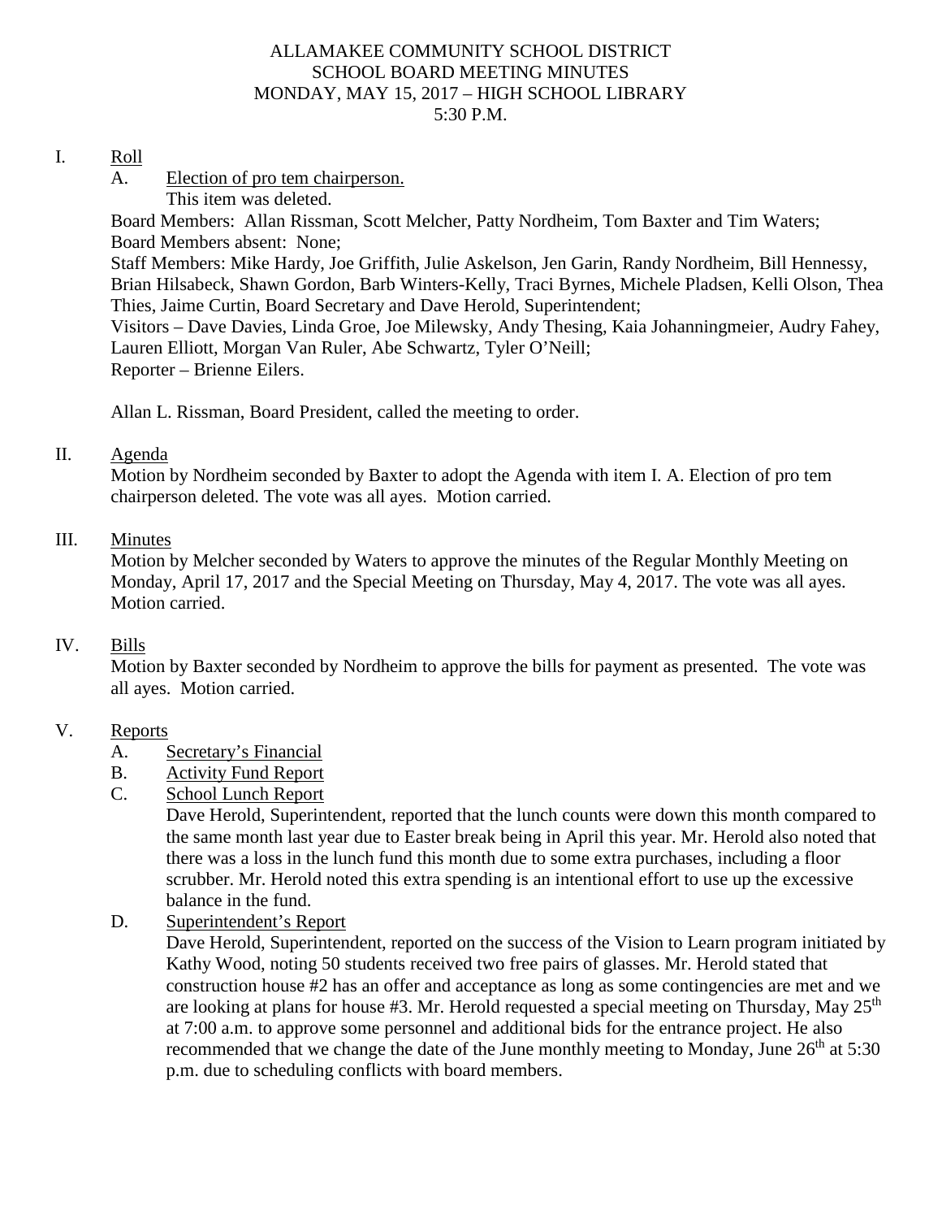# ALLAMAKEE COMMUNITY SCHOOL DISTRICT
## SCHOOL BOARD MEETING MINUTES
## MONDAY, MAY 15, 2017 – HIGH SCHOOL LIBRARY
## 5:30 P.M.

I. Roll

A. Election of pro tem chairperson.
This item was deleted.

Board Members: Allan Rissman, Scott Melcher, Patty Nordheim, Tom Baxter and Tim Waters;
Board Members absent: None;
Staff Members: Mike Hardy, Joe Griffith, Julie Askelson, Jen Garin, Randy Nordheim, Bill Hennessy, Brian Hilsabeck, Shawn Gordon, Barb Winters-Kelly, Traci Byrnes, Michele Pladsen, Kelli Olson, Thea Thies, Jaime Curtin, Board Secretary and Dave Herold, Superintendent;
Visitors – Dave Davies, Linda Groe, Joe Milewsky, Andy Thesing, Kaia Johanningmeier, Audry Fahey, Lauren Elliott, Morgan Van Ruler, Abe Schwartz, Tyler O'Neill;
Reporter – Brienne Eilers.

Allan L. Rissman, Board President, called the meeting to order.

II. Agenda

Motion by Nordheim seconded by Baxter to adopt the Agenda with item I. A. Election of pro tem chairperson deleted. The vote was all ayes. Motion carried.

III. Minutes

Motion by Melcher seconded by Waters to approve the minutes of the Regular Monthly Meeting on Monday, April 17, 2017 and the Special Meeting on Thursday, May 4, 2017. The vote was all ayes. Motion carried.

IV. Bills

Motion by Baxter seconded by Nordheim to approve the bills for payment as presented. The vote was all ayes. Motion carried.

V. Reports

A. Secretary's Financial

B. Activity Fund Report

C. School Lunch Report

Dave Herold, Superintendent, reported that the lunch counts were down this month compared to the same month last year due to Easter break being in April this year. Mr. Herold also noted that there was a loss in the lunch fund this month due to some extra purchases, including a floor scrubber. Mr. Herold noted this extra spending is an intentional effort to use up the excessive balance in the fund.

D. Superintendent's Report

Dave Herold, Superintendent, reported on the success of the Vision to Learn program initiated by Kathy Wood, noting 50 students received two free pairs of glasses. Mr. Herold stated that construction house #2 has an offer and acceptance as long as some contingencies are met and we are looking at plans for house #3. Mr. Herold requested a special meeting on Thursday, May 25th at 7:00 a.m. to approve some personnel and additional bids for the entrance project. He also recommended that we change the date of the June monthly meeting to Monday, June 26th at 5:30 p.m. due to scheduling conflicts with board members.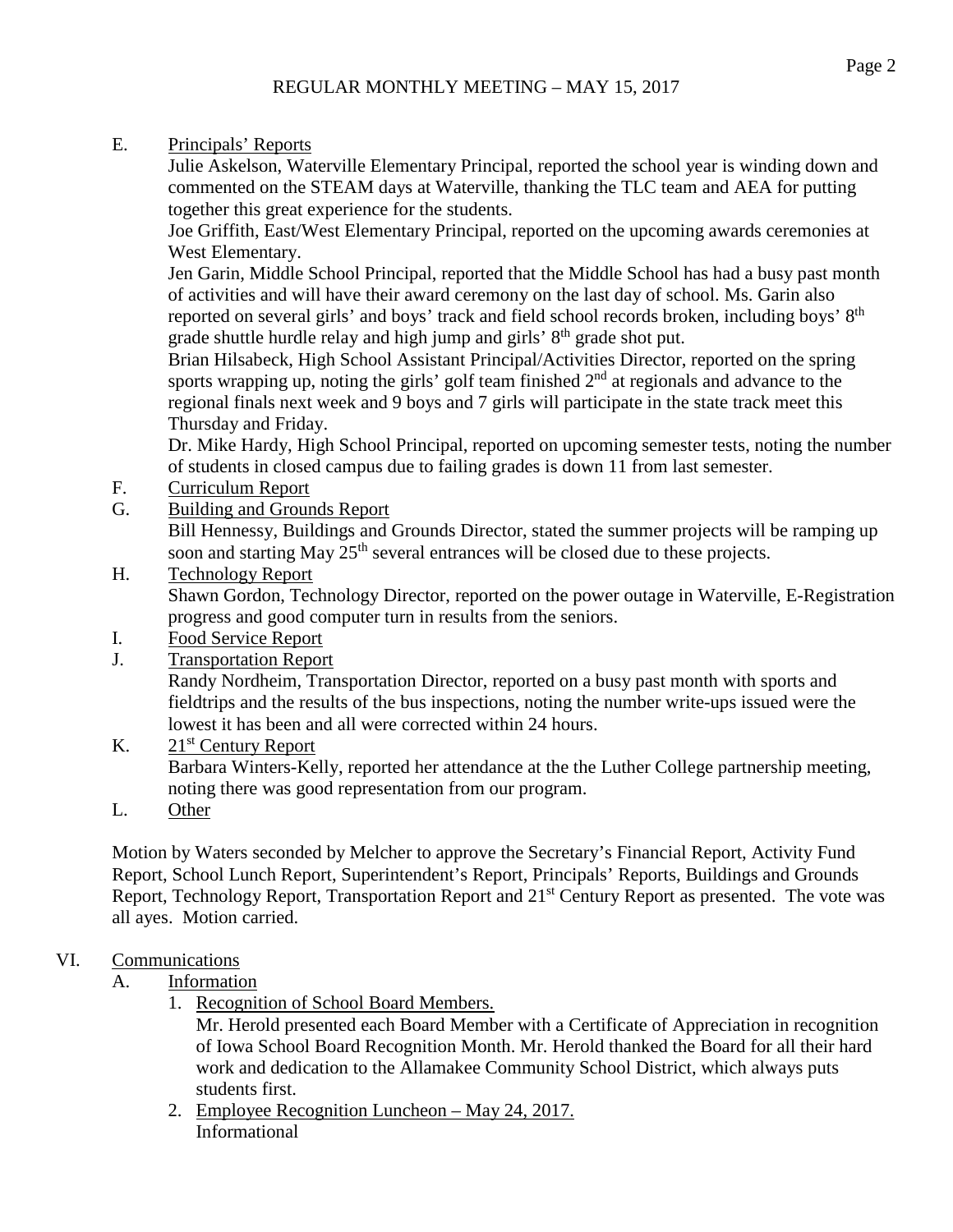E. Principals' Reports

Julie Askelson, Waterville Elementary Principal, reported the school year is winding down and commented on the STEAM days at Waterville, thanking the TLC team and AEA for putting together this great experience for the students.

Joe Griffith, East/West Elementary Principal, reported on the upcoming awards ceremonies at West Elementary.

Jen Garin, Middle School Principal, reported that the Middle School has had a busy past month of activities and will have their award ceremony on the last day of school. Ms. Garin also reported on several girls' and boys' track and field school records broken, including boys' 8th grade shuttle hurdle relay and high jump and girls' 8th grade shot put.

Brian Hilsabeck, High School Assistant Principal/Activities Director, reported on the spring sports wrapping up, noting the girls' golf team finished 2nd at regionals and advance to the regional finals next week and 9 boys and 7 girls will participate in the state track meet this Thursday and Friday.

Dr. Mike Hardy, High School Principal, reported on upcoming semester tests, noting the number of students in closed campus due to failing grades is down 11 from last semester.

F. Curriculum Report

G. Building and Grounds Report

Bill Hennessy, Buildings and Grounds Director, stated the summer projects will be ramping up soon and starting May 25th several entrances will be closed due to these projects.

H. Technology Report

Shawn Gordon, Technology Director, reported on the power outage in Waterville, E-Registration progress and good computer turn in results from the seniors.

I. Food Service Report

J. Transportation Report

Randy Nordheim, Transportation Director, reported on a busy past month with sports and fieldtrips and the results of the bus inspections, noting the number write-ups issued were the lowest it has been and all were corrected within 24 hours.

K. 21st Century Report

Barbara Winters-Kelly, reported her attendance at the the Luther College partnership meeting, noting there was good representation from our program.

L. Other

Motion by Waters seconded by Melcher to approve the Secretary's Financial Report, Activity Fund Report, School Lunch Report, Superintendent's Report, Principals' Reports, Buildings and Grounds Report, Technology Report, Transportation Report and 21st Century Report as presented. The vote was all ayes. Motion carried.

VI. Communications

A. Information

1. Recognition of School Board Members.

   Mr. Herold presented each Board Member with a Certificate of Appreciation in recognition of Iowa School Board Recognition Month. Mr. Herold thanked the Board for all their hard work and dedication to the Allamakee Community School District, which always puts students first.

2. Employee Recognition Luncheon – May 24, 2017.

   Informational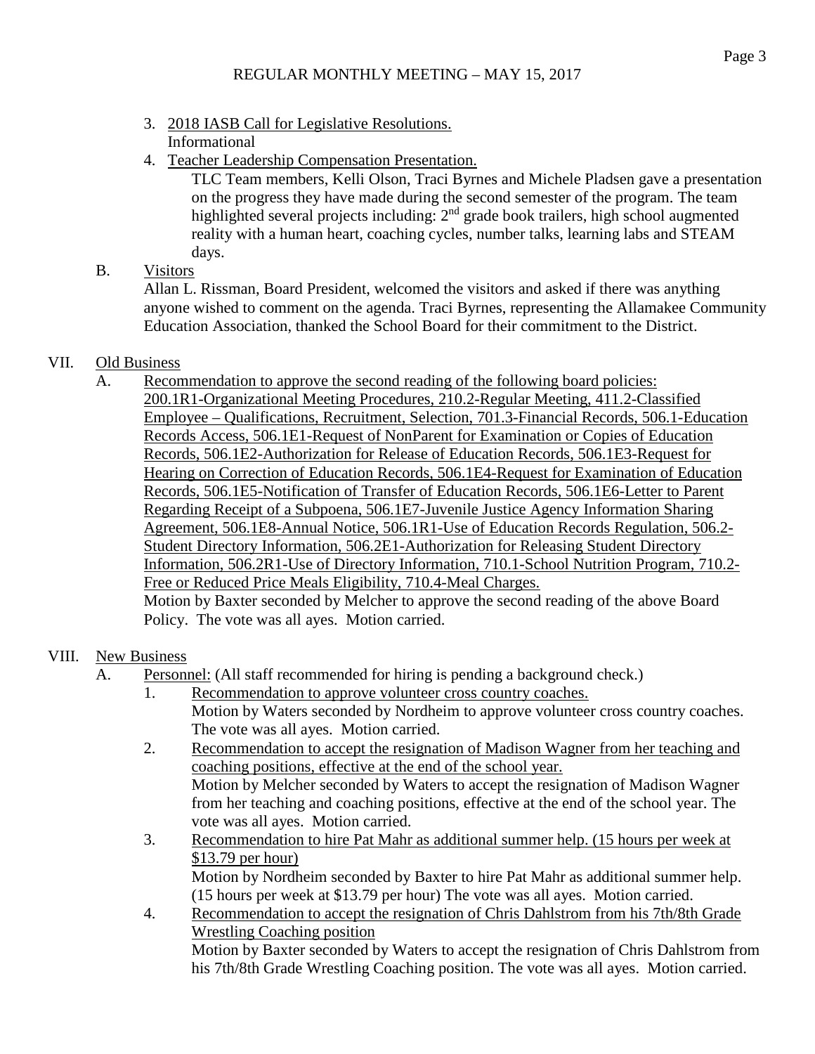3. Underlined: 2018 IASB Call for Legislative Resolutions.
   Informational
4. Teacher Leadership Compensation Presentation.
   TLC Team members, Kelli Olson, Traci Byrnes and Michele Pladsen gave a presentation on the progress they have made during the second semester of the program. The team highlighted several projects including: 2nd grade book trailers, high school augmented reality with a human heart, coaching cycles, number talks, learning labs and STEAM days.

B. Visitors
   Allan L. Rissman, Board President, welcomed the visitors and asked if there was anything anyone wished to comment on the agenda. Traci Byrnes, representing the Allamakee Community Education Association, thanked the School Board for their commitment to the District.

VII. Old Business

A. Recommendation to approve the second reading of the following board policies: 200.1R1-Organizational Meeting Procedures, 210.2-Regular Meeting, 411.2-Classified Employee – Qualifications, Recruitment, Selection, 701.3-Financial Records, 506.1-Education Records Access, 506.1E1-Request of NonParent for Examination or Copies of Education Records, 506.1E2-Authorization for Release of Education Records, 506.1E3-Request for Hearing on Correction of Education Records, 506.1E4-Request for Examination of Education Records, 506.1E5-Notification of Transfer of Education Records, 506.1E6-Letter to Parent Regarding Receipt of a Subpoena, 506.1E7-Juvenile Justice Agency Information Sharing Agreement, 506.1E8-Annual Notice, 506.1R1-Use of Education Records Regulation, 506.2-Student Directory Information, 506.2E1-Authorization for Releasing Student Directory Information, 506.2R1-Use of Directory Information, 710.1-School Nutrition Program, 710.2-Free or Reduced Price Meals Eligibility, 710.4-Meal Charges.
   Motion by Baxter seconded by Melcher to approve the second reading of the above Board Policy. The vote was all ayes. Motion carried.

VIII. New Business

A. Personnel: (All staff recommended for hiring is pending a background check.)
   1. Recommendation to approve volunteer cross country coaches.
      Motion by Waters seconded by Nordheim to approve volunteer cross country coaches. The vote was all ayes. Motion carried.
   2. Recommendation to accept the resignation of Madison Wagner from her teaching and coaching positions, effective at the end of the school year.
      Motion by Melcher seconded by Waters to accept the resignation of Madison Wagner from her teaching and coaching positions, effective at the end of the school year. The vote was all ayes. Motion carried.
   3. Recommendation to hire Pat Mahr as additional summer help. (15 hours per week at $13.79 per hour)
      Motion by Nordheim seconded by Baxter to hire Pat Mahr as additional summer help. (15 hours per week at $13.79 per hour) The vote was all ayes. Motion carried.
   4. Recommendation to accept the resignation of Chris Dahlstrom from his 7th/8th Grade Wrestling Coaching position
      Motion by Baxter seconded by Waters to accept the resignation of Chris Dahlstrom from his 7th/8th Grade Wrestling Coaching position. The vote was all ayes. Motion carried.

3. 2018 IASB Call for Legislative Resolutions.
   Informational
4. Teacher Leadership Compensation Presentation.
   TLC Team members, Kelli Olson, Traci Byrnes and Michele Pladsen gave a presentation on the progress they have made during the second semester of the program. The team highlighted several projects including: 2nd grade book trailers, high school augmented reality with a human heart, coaching cycles, number talks, learning labs and STEAM days.

B. Visitors
   Allan L. Rissman, Board President, welcomed the visitors and asked if there was anything anyone wished to comment on the agenda. Traci Byrnes, representing the Allamakee Community Education Association, thanked the School Board for their commitment to the District.

VII. Old Business

A. Recommendation to approve the second reading of the following board policies: 200.1R1-Organizational Meeting Procedures, 210.2-Regular Meeting, 411.2-Classified Employee – Qualifications, Recruitment, Selection, 701.3-Financial Records, 506.1-Education Records Access, 506.1E1-Request of NonParent for Examination or Copies of Education Records, 506.1E2-Authorization for Release of Education Records, 506.1E3-Request for Hearing on Correction of Education Records, 506.1E4-Request for Examination of Education Records, 506.1E5-Notification of Transfer of Education Records, 506.1E6-Letter to Parent Regarding Receipt of a Subpoena, 506.1E7-Juvenile Justice Agency Information Sharing Agreement, 506.1E8-Annual Notice, 506.1R1-Use of Education Records Regulation, 506.2-Student Directory Information, 506.2E1-Authorization for Releasing Student Directory Information, 506.2R1-Use of Directory Information, 710.1-School Nutrition Program, 710.2-Free or Reduced Price Meals Eligibility, 710.4-Meal Charges.
   Motion by Baxter seconded by Melcher to approve the second reading of the above Board Policy. The vote was all ayes. Motion carried.

VIII. New Business

A. Personnel: (All staff recommended for hiring is pending a background check.)
   1. Recommendation to approve volunteer cross country coaches.
      Motion by Waters seconded by Nordheim to approve volunteer cross country coaches. The vote was all ayes. Motion carried.
   2. Recommendation to accept the resignation of Madison Wagner from her teaching and coaching positions, effective at the end of the school year.
      Motion by Melcher seconded by Waters to accept the resignation of Madison Wagner from her teaching and coaching positions, effective at the end of the school year. The vote was all ayes. Motion carried.
   3. Recommendation to hire Pat Mahr as additional summer help. (15 hours per week at $13.79 per hour)
      Motion by Nordheim seconded by Baxter to hire Pat Mahr as additional summer help. (15 hours per week at $13.79 per hour) The vote was all ayes. Motion carried.
   4. Recommendation to accept the resignation of Chris Dahlstrom from his 7th/8th Grade Wrestling Coaching position
      Motion by Baxter seconded by Waters to accept the resignation of Chris Dahlstrom from his 7th/8th Grade Wrestling Coaching position. The vote was all ayes. Motion carried.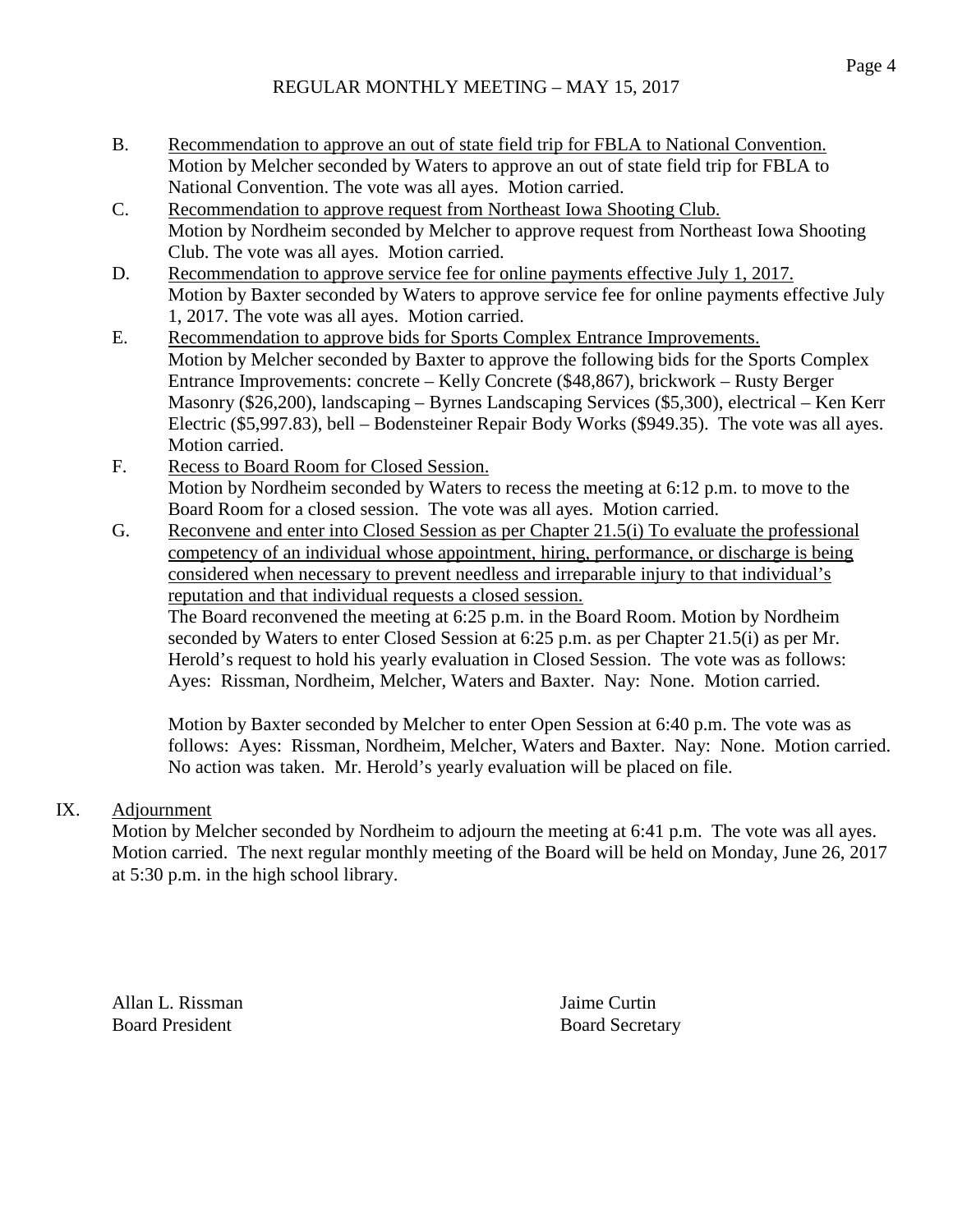REGULAR MONTHLY MEETING – MAY 15, 2017

B. Recommendation to approve an out of state field trip for FBLA to National Convention.
Motion by Melcher seconded by Waters to approve an out of state field trip for FBLA to National Convention. The vote was all ayes. Motion carried.

C. Recommendation to approve request from Northeast Iowa Shooting Club.
Motion by Nordheim seconded by Melcher to approve request from Northeast Iowa Shooting Club. The vote was all ayes. Motion carried.

D. Recommendation to approve service fee for online payments effective July 1, 2017.
Motion by Baxter seconded by Waters to approve service fee for online payments effective July 1, 2017. The vote was all ayes. Motion carried.

E. Recommendation to approve bids for Sports Complex Entrance Improvements.
Motion by Melcher seconded by Baxter to approve the following bids for the Sports Complex Entrance Improvements: concrete – Kelly Concrete ($48,867), brickwork – Rusty Berger Masonry ($26,200), landscaping – Byrnes Landscaping Services ($5,300), electrical – Ken Kerr Electric ($5,997.83), bell – Bodensteiner Repair Body Works ($949.35). The vote was all ayes. Motion carried.

F. Recess to Board Room for Closed Session.
Motion by Nordheim seconded by Waters to recess the meeting at 6:12 p.m. to move to the Board Room for a closed session. The vote was all ayes. Motion carried.

G. Reconvene and enter into Closed Session as per Chapter 21.5(i) To evaluate the professional competency of an individual whose appointment, hiring, performance, or discharge is being considered when necessary to prevent needless and irreparable injury to that individual's reputation and that individual requests a closed session.
The Board reconvened the meeting at 6:25 p.m. in the Board Room. Motion by Nordheim seconded by Waters to enter Closed Session at 6:25 p.m. as per Chapter 21.5(i) as per Mr. Herold's request to hold his yearly evaluation in Closed Session. The vote was as follows: Ayes: Rissman, Nordheim, Melcher, Waters and Baxter. Nay: None. Motion carried.

Motion by Baxter seconded by Melcher to enter Open Session at 6:40 p.m. The vote was as follows: Ayes: Rissman, Nordheim, Melcher, Waters and Baxter. Nay: None. Motion carried. No action was taken. Mr. Herold's yearly evaluation will be placed on file.

IX. Adjournment
Motion by Melcher seconded by Nordheim to adjourn the meeting at 6:41 p.m. The vote was all ayes. Motion carried. The next regular monthly meeting of the Board will be held on Monday, June 26, 2017 at 5:30 p.m. in the high school library.

Allan L. Rissman
Board President

Jaime Curtin
Board Secretary